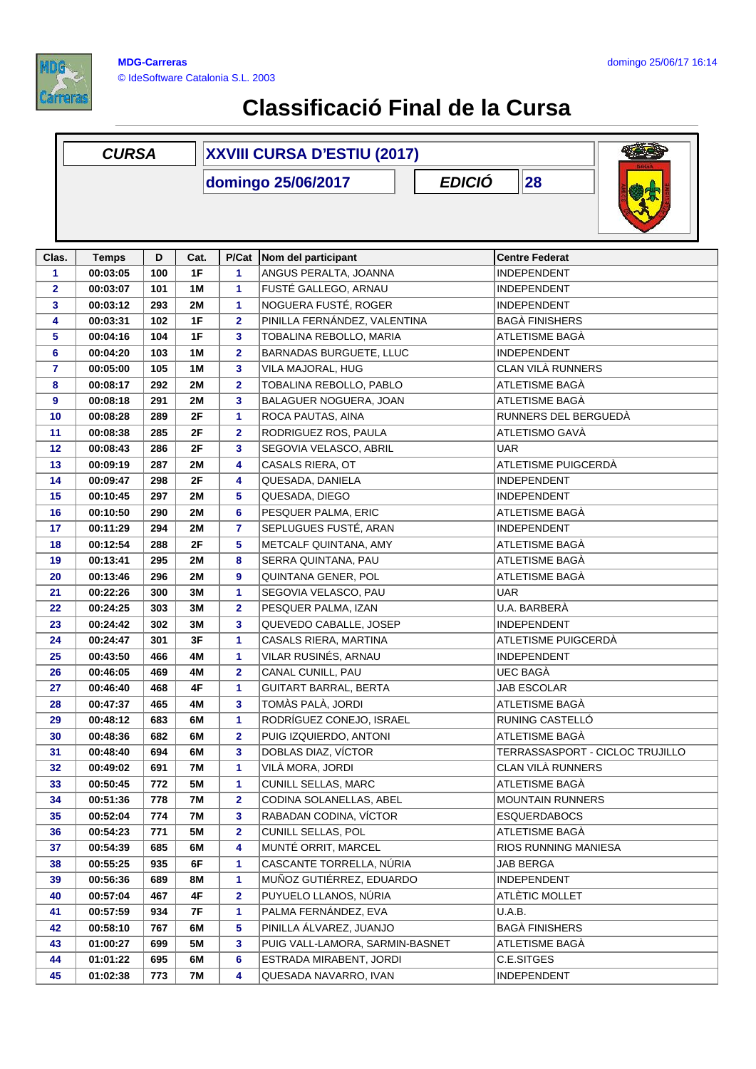MDG-Carreras
© IdeSoftware Catalonia S.L. 2003

domingo 25/06/17 16:14

# Classificació Final de la Cursa

| CURSA | XXVIII CURSA D'ESTIU (2017) |
|---|---|
| | domingo 25/06/2017 |
| EDICIÓ | 28 |

| Clas. | Temps | D | Cat. | P/Cat | Nom del participant | Centre Federat |
|---|---|---|---|---|---|---|
| 1 | 00:03:05 | 100 | 1F | 1 | ANGUS PERALTA, JOANNA | INDEPENDENT |
| 2 | 00:03:07 | 101 | 1M | 1 | FUSTÉ GALLEGO, ARNAU | INDEPENDENT |
| 3 | 00:03:12 | 293 | 2M | 1 | NOGUERA FUSTÉ, ROGER | INDEPENDENT |
| 4 | 00:03:31 | 102 | 1F | 2 | PINILLA FERNÁNDEZ, VALENTINA | BAGÀ FINISHERS |
| 5 | 00:04:16 | 104 | 1F | 3 | TOBALINA REBOLLO, MARIA | ATLETISME BAGÀ |
| 6 | 00:04:20 | 103 | 1M | 2 | BARNADAS BURGUETE, LLUC | INDEPENDENT |
| 7 | 00:05:00 | 105 | 1M | 3 | VILA MAJORAL, HUG | CLAN VILÀ RUNNERS |
| 8 | 00:08:17 | 292 | 2M | 2 | TOBALINA REBOLLO, PABLO | ATLETISME BAGÀ |
| 9 | 00:08:18 | 291 | 2M | 3 | BALAGUER NOGUERA, JOAN | ATLETISME BAGÀ |
| 10 | 00:08:28 | 289 | 2F | 1 | ROCA PAUTAS, AINA | RUNNERS DEL BERGUEDÀ |
| 11 | 00:08:38 | 285 | 2F | 2 | RODRIGUEZ ROS, PAULA | ATLETISMO GAVÀ |
| 12 | 00:08:43 | 286 | 2F | 3 | SEGOVIA VELASCO, ABRIL | UAR |
| 13 | 00:09:19 | 287 | 2M | 4 | CASALS RIERA, OT | ATLETISME PUIGCERDÀ |
| 14 | 00:09:47 | 298 | 2F | 4 | QUESADA, DANIELA | INDEPENDENT |
| 15 | 00:10:45 | 297 | 2M | 5 | QUESADA, DIEGO | INDEPENDENT |
| 16 | 00:10:50 | 290 | 2M | 6 | PESQUER PALMA, ERIC | ATLETISME BAGÀ |
| 17 | 00:11:29 | 294 | 2M | 7 | SEPLUGUES FUSTÉ, ARAN | INDEPENDENT |
| 18 | 00:12:54 | 288 | 2F | 5 | METCALF QUINTANA, AMY | ATLETISME BAGÀ |
| 19 | 00:13:41 | 295 | 2M | 8 | SERRA QUINTANA, PAU | ATLETISME BAGÀ |
| 20 | 00:13:46 | 296 | 2M | 9 | QUINTANA GENER, POL | ATLETISME BAGÀ |
| 21 | 00:22:26 | 300 | 3M | 1 | SEGOVIA VELASCO, PAU | UAR |
| 22 | 00:24:25 | 303 | 3M | 2 | PESQUER PALMA, IZAN | U.A. BARBERÀ |
| 23 | 00:24:42 | 302 | 3M | 3 | QUEVEDO CABALLE, JOSEP | INDEPENDENT |
| 24 | 00:24:47 | 301 | 3F | 1 | CASALS RIERA, MARTINA | ATLETISME PUIGCERDÀ |
| 25 | 00:43:50 | 466 | 4M | 1 | VILAR RUSINÉS, ARNAU | INDEPENDENT |
| 26 | 00:46:05 | 469 | 4M | 2 | CANAL CUNILL, PAU | UEC BAGÀ |
| 27 | 00:46:40 | 468 | 4F | 1 | GUITART BARRAL, BERTA | JAB ESCOLAR |
| 28 | 00:47:37 | 465 | 4M | 3 | TOMÀS PALÀ, JORDI | ATLETISME BAGÀ |
| 29 | 00:48:12 | 683 | 6M | 1 | RODRÍGUEZ CONEJO, ISRAEL | RUNING CASTELLÓ |
| 30 | 00:48:36 | 682 | 6M | 2 | PUIG IZQUIERDO, ANTONI | ATLETISME BAGÀ |
| 31 | 00:48:40 | 694 | 6M | 3 | DOBLAS DIAZ, VÍCTOR | TERRASSASPORT - CICLOC TRUJILLO |
| 32 | 00:49:02 | 691 | 7M | 1 | VILÀ MORA, JORDI | CLAN VILÀ RUNNERS |
| 33 | 00:50:45 | 772 | 5M | 1 | CUNILL SELLAS, MARC | ATLETISME BAGÀ |
| 34 | 00:51:36 | 778 | 7M | 2 | CODINA SOLANELLAS, ABEL | MOUNTAIN RUNNERS |
| 35 | 00:52:04 | 774 | 7M | 3 | RABADAN CODINA, VÍCTOR | ESQUERDABOCS |
| 36 | 00:54:23 | 771 | 5M | 2 | CUNILL SELLAS, POL | ATLETISME BAGÀ |
| 37 | 00:54:39 | 685 | 6M | 4 | MUNTÉ ORRIT, MARCEL | RIOS RUNNING MANIESA |
| 38 | 00:55:25 | 935 | 6F | 1 | CASCANTE TORRELLA, NÚRIA | JAB BERGA |
| 39 | 00:56:36 | 689 | 8M | 1 | MUÑOZ GUTIÉRREZ, EDUARDO | INDEPENDENT |
| 40 | 00:57:04 | 467 | 4F | 2 | PUYUELO LLANOS, NÚRIA | ATLÈTIC MOLLET |
| 41 | 00:57:59 | 934 | 7F | 1 | PALMA FERNÁNDEZ, EVA | U.A.B. |
| 42 | 00:58:10 | 767 | 6M | 5 | PINILLA ÁLVAREZ, JUANJO | BAGÀ FINISHERS |
| 43 | 01:00:27 | 699 | 5M | 3 | PUIG VALL-LAMORA, SARMIN-BASNET | ATLETISME BAGÀ |
| 44 | 01:01:22 | 695 | 6M | 6 | ESTRADA MIRABENT, JORDI | C.E.SITGES |
| 45 | 01:02:38 | 773 | 7M | 4 | QUESADA NAVARRO, IVAN | INDEPENDENT |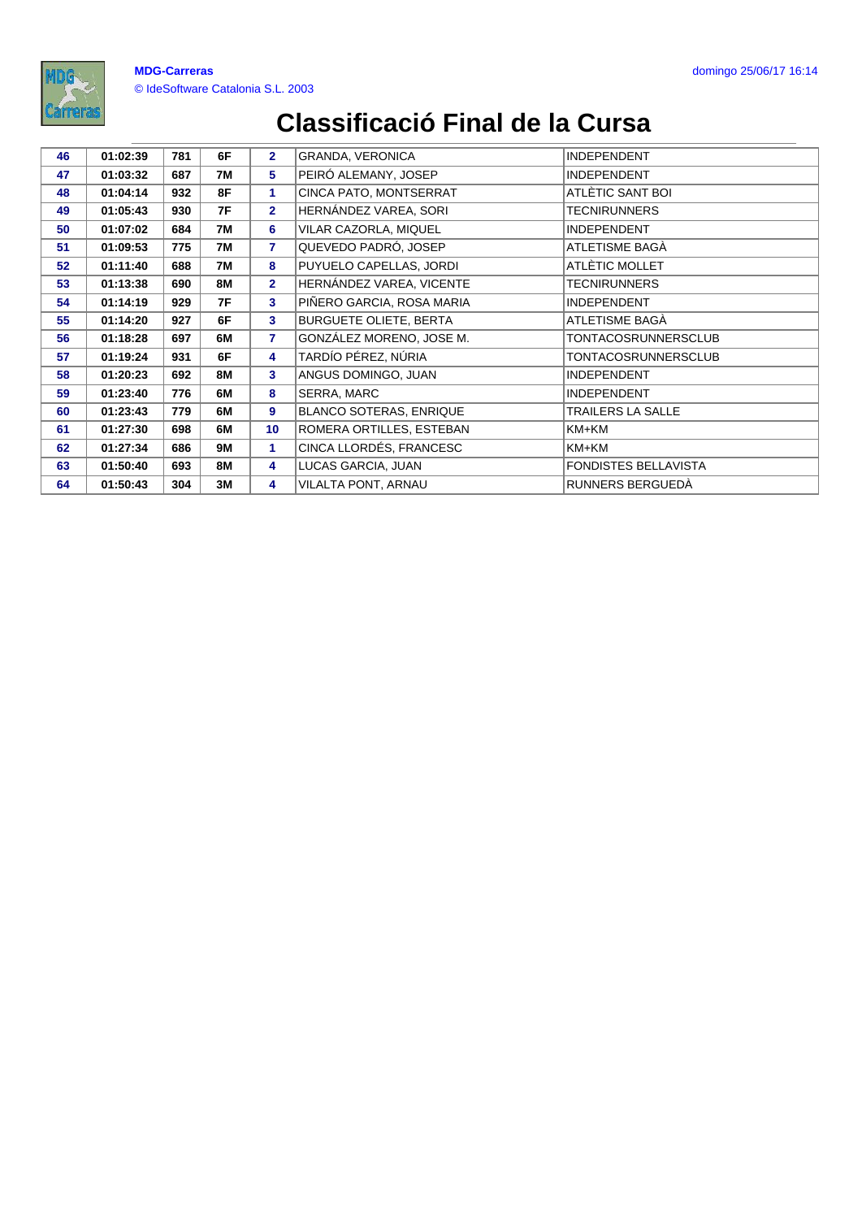# Classificació Final de la Cursa

| | | | | | | |
|---|---|---|---|---|---|---|
| 46 | 01:02:39 | 781 | 6F | 2 | GRANDA, VERONICA | INDEPENDENT |
| 47 | 01:03:32 | 687 | 7M | 5 | PEIRÓ ALEMANY, JOSEP | INDEPENDENT |
| 48 | 01:04:14 | 932 | 8F | 1 | CINCA PATO, MONTSERRAT | ATLÈTIC SANT BOI |
| 49 | 01:05:43 | 930 | 7F | 2 | HERNÁNDEZ VAREA, SORI | TECNIRUNNERS |
| 50 | 01:07:02 | 684 | 7M | 6 | VILAR CAZORLA, MIQUEL | INDEPENDENT |
| 51 | 01:09:53 | 775 | 7M | 7 | QUEVEDO PADRÓ, JOSEP | ATLETISME BAGÀ |
| 52 | 01:11:40 | 688 | 7M | 8 | PUYUELO CAPELLAS, JORDI | ATLÈTIC MOLLET |
| 53 | 01:13:38 | 690 | 8M | 2 | HERNÁNDEZ VAREA, VICENTE | TECNIRUNNERS |
| 54 | 01:14:19 | 929 | 7F | 3 | PIÑERO GARCIA, ROSA MARIA | INDEPENDENT |
| 55 | 01:14:20 | 927 | 6F | 3 | BURGUETE OLIETE, BERTA | ATLETISME BAGÀ |
| 56 | 01:18:28 | 697 | 6M | 7 | GONZÁLEZ MORENO, JOSE M. | TONTACOSRUNNERSCLUB |
| 57 | 01:19:24 | 931 | 6F | 4 | TARDÍO PÉREZ, NÚRIA | TONTACOSRUNNERSCLUB |
| 58 | 01:20:23 | 692 | 8M | 3 | ANGUS DOMINGO, JUAN | INDEPENDENT |
| 59 | 01:23:40 | 776 | 6M | 8 | SERRA, MARC | INDEPENDENT |
| 60 | 01:23:43 | 779 | 6M | 9 | BLANCO SOTERAS, ENRIQUE | TRAILERS LA SALLE |
| 61 | 01:27:30 | 698 | 6M | 10 | ROMERA ORTILLES, ESTEBAN | KM+KM |
| 62 | 01:27:34 | 686 | 9M | 1 | CINCA LLORDÉS, FRANCESC | KM+KM |
| 63 | 01:50:40 | 693 | 8M | 4 | LUCAS GARCIA, JUAN | FONDISTES BELLAVISTA |
| 64 | 01:50:43 | 304 | 3M | 4 | VILALTA PONT, ARNAU | RUNNERS BERGUEDÀ |